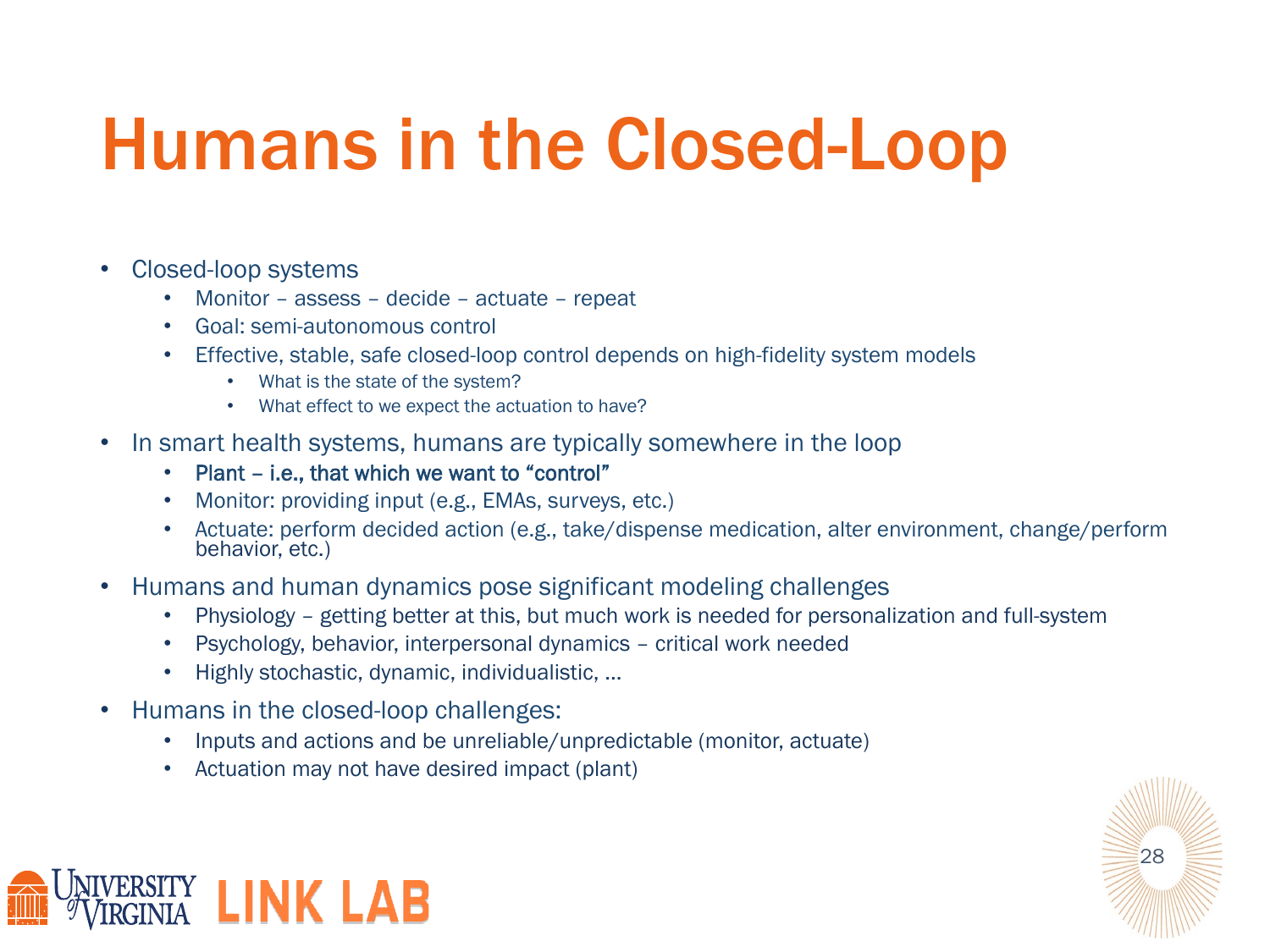# Humans in the Closed-Loop

- Closed-loop systems
  - Monitor – assess – decide – actuate – repeat
  - Goal: semi-autonomous control
  - Effective, stable, safe closed-loop control depends on high-fidelity system models
    - What is the state of the system?
    - What effect to we expect the actuation to have?
- In smart health systems, humans are typically somewhere in the loop
  - Plant – i.e., that which we want to "control"
  - Monitor: providing input (e.g., EMAs, surveys, etc.)
  - Actuate: perform decided action (e.g., take/dispense medication, alter environment, change/perform behavior, etc.)
- Humans and human dynamics pose significant modeling challenges
  - Physiology – getting better at this, but much work is needed for personalization and full-system
  - Psychology, behavior, interpersonal dynamics – critical work needed
  - Highly stochastic, dynamic, individualistic, …
- Humans in the closed-loop challenges:
  - Inputs and actions and be unreliable/unpredictable (monitor, actuate)
  - Actuation may not have desired impact (plant)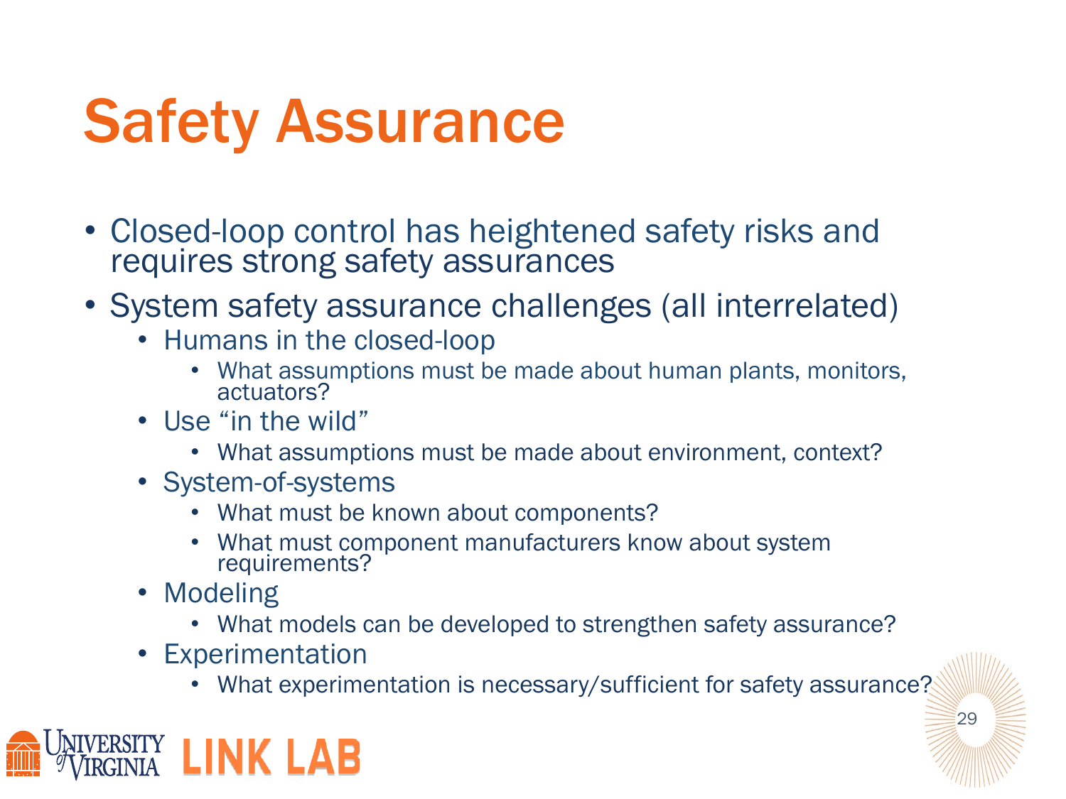# Safety Assurance

- Closed-loop control has heightened safety risks and requires strong safety assurances
- System safety assurance challenges (all interrelated)
  - Humans in the closed-loop
    - What assumptions must be made about human plants, monitors, actuators?
  - Use "in the wild"
    - What assumptions must be made about environment, context?
  - System-of-systems
    - What must be known about components?
    - What must component manufacturers know about system requirements?
  - Modeling
    - What models can be developed to strengthen safety assurance?
  - Experimentation
    - What experimentation is necessary/sufficient for safety assurance?